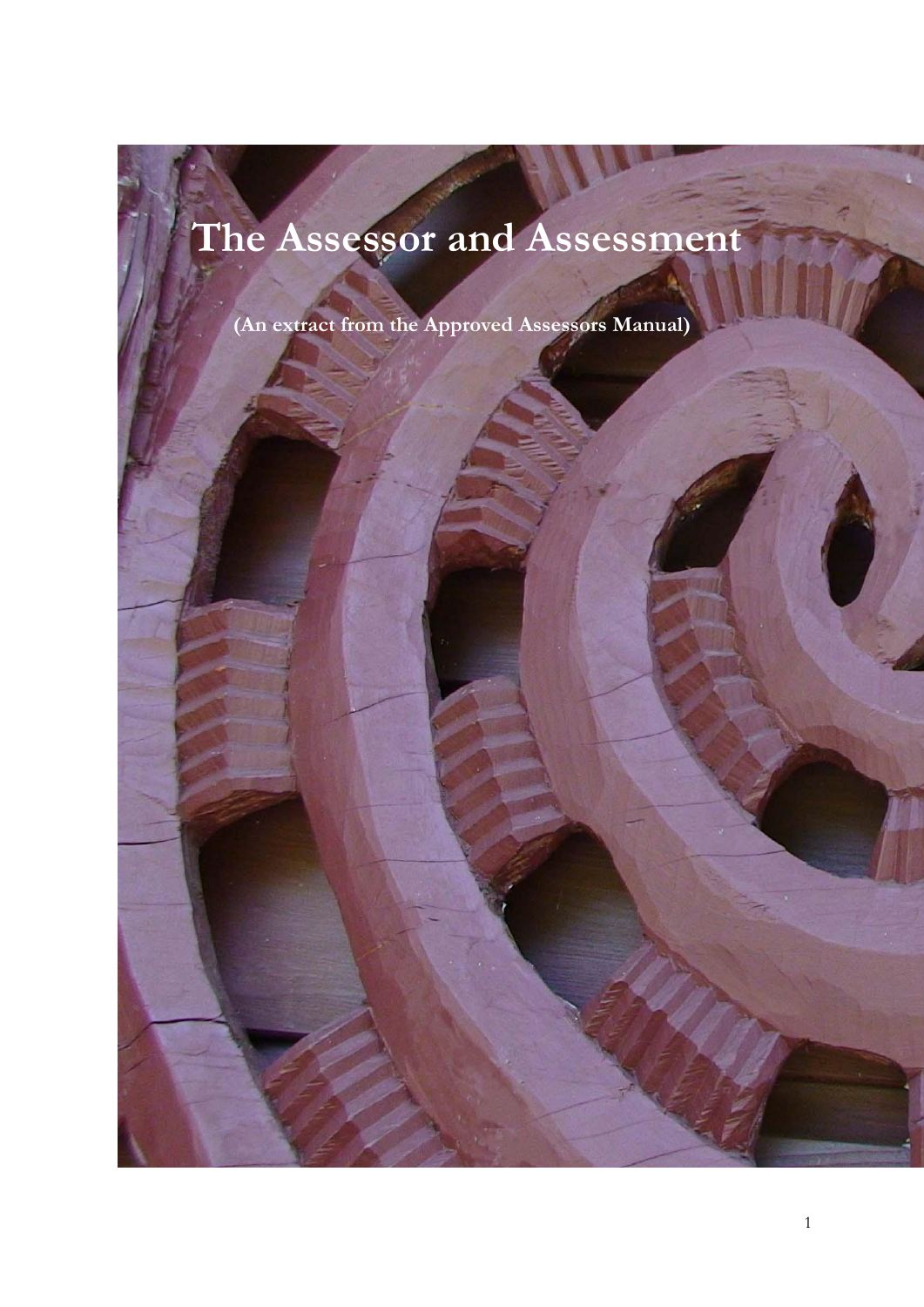# The Assessor and Assessment

**(An extract from the Approved Assessors Manual)**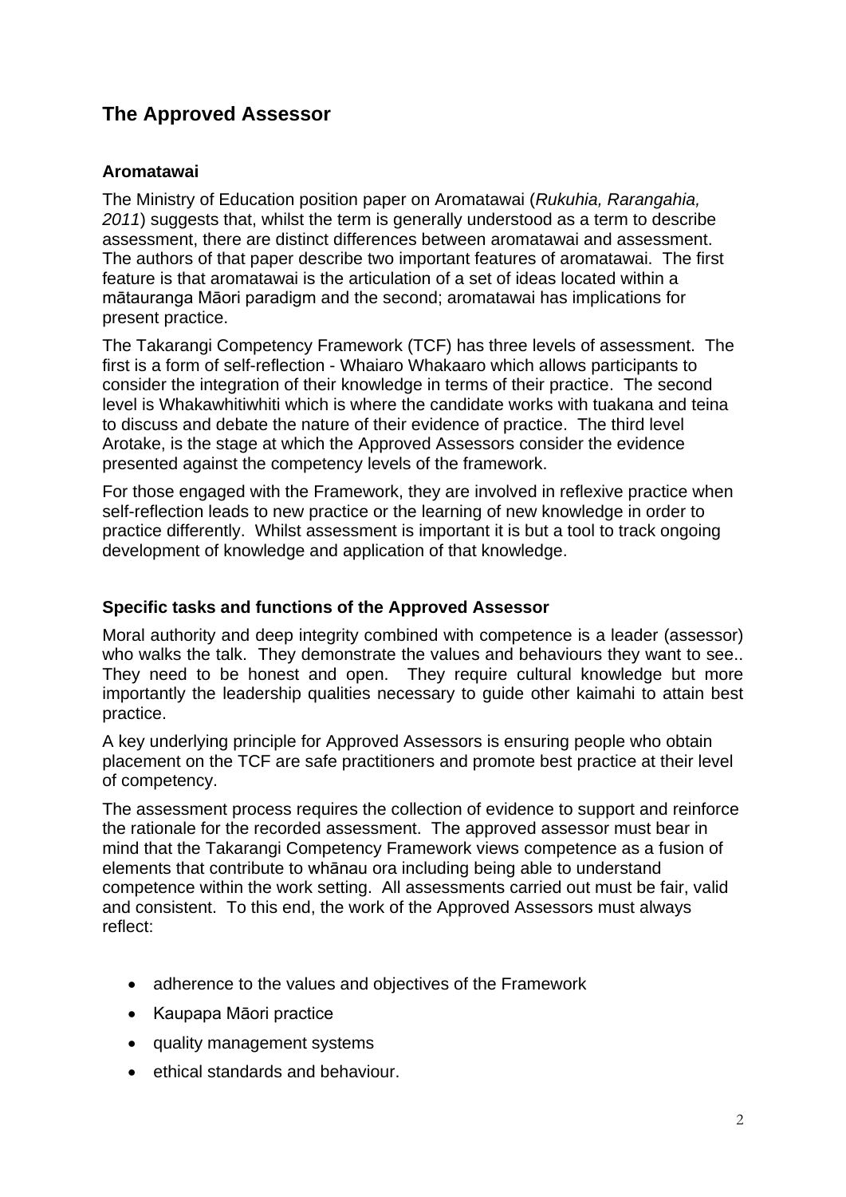## The Approved Assessor

### Aromatawai

The Ministry of Education position paper on Aromatawai (*Rukuhia, Rarangahia, 2011*) suggests that, whilst the term is generally understood as a term to describe assessment, there are distinct differences between aromatawai and assessment. The authors of that paper describe two important features of aromatawai. The first feature is that aromatawai is the articulation of a set of ideas located within a mātauranga Māori paradigm and the second; aromatawai has implications for present practice.

The Takarangi Competency Framework (TCF) has three levels of assessment. The first is a form of self-reflection - Whaiaro Whakaaro which allows participants to consider the integration of their knowledge in terms of their practice. The second level is Whakawhitiwhiti which is where the candidate works with tuakana and teina to discuss and debate the nature of their evidence of practice. The third level Arotake, is the stage at which the Approved Assessors consider the evidence presented against the competency levels of the framework.

For those engaged with the Framework, they are involved in reflexive practice when self-reflection leads to new practice or the learning of new knowledge in order to practice differently. Whilst assessment is important it is but a tool to track ongoing development of knowledge and application of that knowledge.

### Specific tasks and functions of the Approved Assessor

Moral authority and deep integrity combined with competence is a leader (assessor) who walks the talk. They demonstrate the values and behaviours they want to see.. They need to be honest and open. They require cultural knowledge but more importantly the leadership qualities necessary to guide other kaimahi to attain best practice.

A key underlying principle for Approved Assessors is ensuring people who obtain placement on the TCF are safe practitioners and promote best practice at their level of competency.

The assessment process requires the collection of evidence to support and reinforce the rationale for the recorded assessment. The approved assessor must bear in mind that the Takarangi Competency Framework views competence as a fusion of elements that contribute to whānau ora including being able to understand competence within the work setting. All assessments carried out must be fair, valid and consistent. To this end, the work of the Approved Assessors must always reflect:

- adherence to the values and objectives of the Framework
- Kaupapa Māori practice
- quality management systems
- ethical standards and behaviour.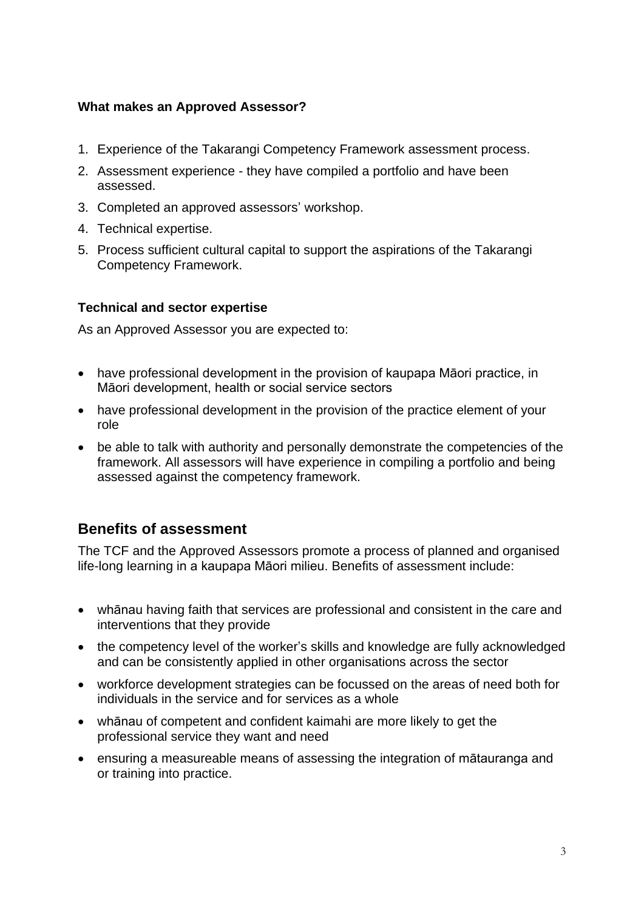**What makes an Approved Assessor?**

1. Experience of the Takarangi Competency Framework assessment process.
2. Assessment experience - they have compiled a portfolio and have been assessed.
3. Completed an approved assessors' workshop.
4. Technical expertise.
5. Process sufficient cultural capital to support the aspirations of the Takarangi Competency Framework.

**Technical and sector expertise**

As an Approved Assessor you are expected to:

- have professional development in the provision of kaupapa Māori practice, in Māori development, health or social service sectors
- have professional development in the provision of the practice element of your role
- be able to talk with authority and personally demonstrate the competencies of the framework. All assessors will have experience in compiling a portfolio and being assessed against the competency framework.

## Benefits of assessment

The TCF and the Approved Assessors promote a process of planned and organised life-long learning in a kaupapa Māori milieu. Benefits of assessment include:

- whānau having faith that services are professional and consistent in the care and interventions that they provide
- the competency level of the worker's skills and knowledge are fully acknowledged and can be consistently applied in other organisations across the sector
- workforce development strategies can be focussed on the areas of need both for individuals in the service and for services as a whole
- whānau of competent and confident kaimahi are more likely to get the professional service they want and need
- ensuring a measureable means of assessing the integration of mātauranga and or training into practice.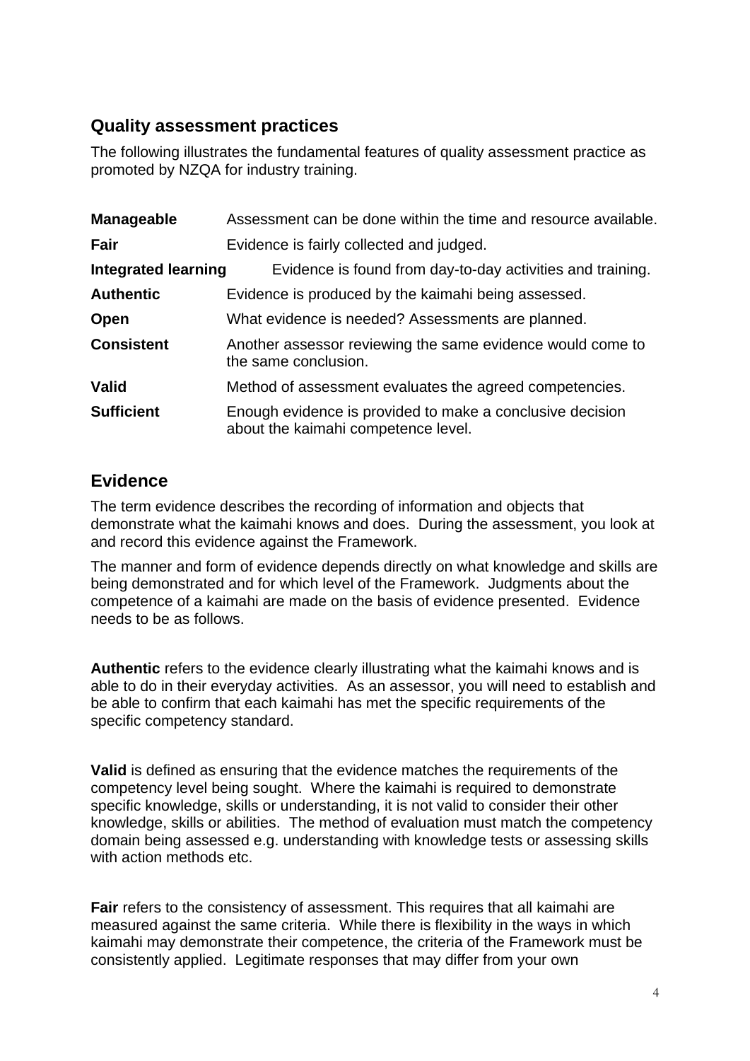## Quality assessment practices

The following illustrates the fundamental features of quality assessment practice as promoted by NZQA for industry training.

| | |
|---|---|
| **Manageable** | Assessment can be done within the time and resource available. |
| **Fair** | Evidence is fairly collected and judged. |
| **Integrated learning** | Evidence is found from day-to-day activities and training. |
| **Authentic** | Evidence is produced by the kaimahi being assessed. |
| **Open** | What evidence is needed? Assessments are planned. |
| **Consistent** | Another assessor reviewing the same evidence would come to the same conclusion. |
| **Valid** | Method of assessment evaluates the agreed competencies. |
| **Sufficient** | Enough evidence is provided to make a conclusive decision about the kaimahi competence level. |

## Evidence

The term evidence describes the recording of information and objects that demonstrate what the kaimahi knows and does. During the assessment, you look at and record this evidence against the Framework.

The manner and form of evidence depends directly on what knowledge and skills are being demonstrated and for which level of the Framework. Judgments about the competence of a kaimahi are made on the basis of evidence presented. Evidence needs to be as follows.

**Authentic** refers to the evidence clearly illustrating what the kaimahi knows and is able to do in their everyday activities. As an assessor, you will need to establish and be able to confirm that each kaimahi has met the specific requirements of the specific competency standard.

**Valid** is defined as ensuring that the evidence matches the requirements of the competency level being sought. Where the kaimahi is required to demonstrate specific knowledge, skills or understanding, it is not valid to consider their other knowledge, skills or abilities. The method of evaluation must match the competency domain being assessed e.g. understanding with knowledge tests or assessing skills with action methods etc.

**Fair** refers to the consistency of assessment. This requires that all kaimahi are measured against the same criteria. While there is flexibility in the ways in which kaimahi may demonstrate their competence, the criteria of the Framework must be consistently applied. Legitimate responses that may differ from your own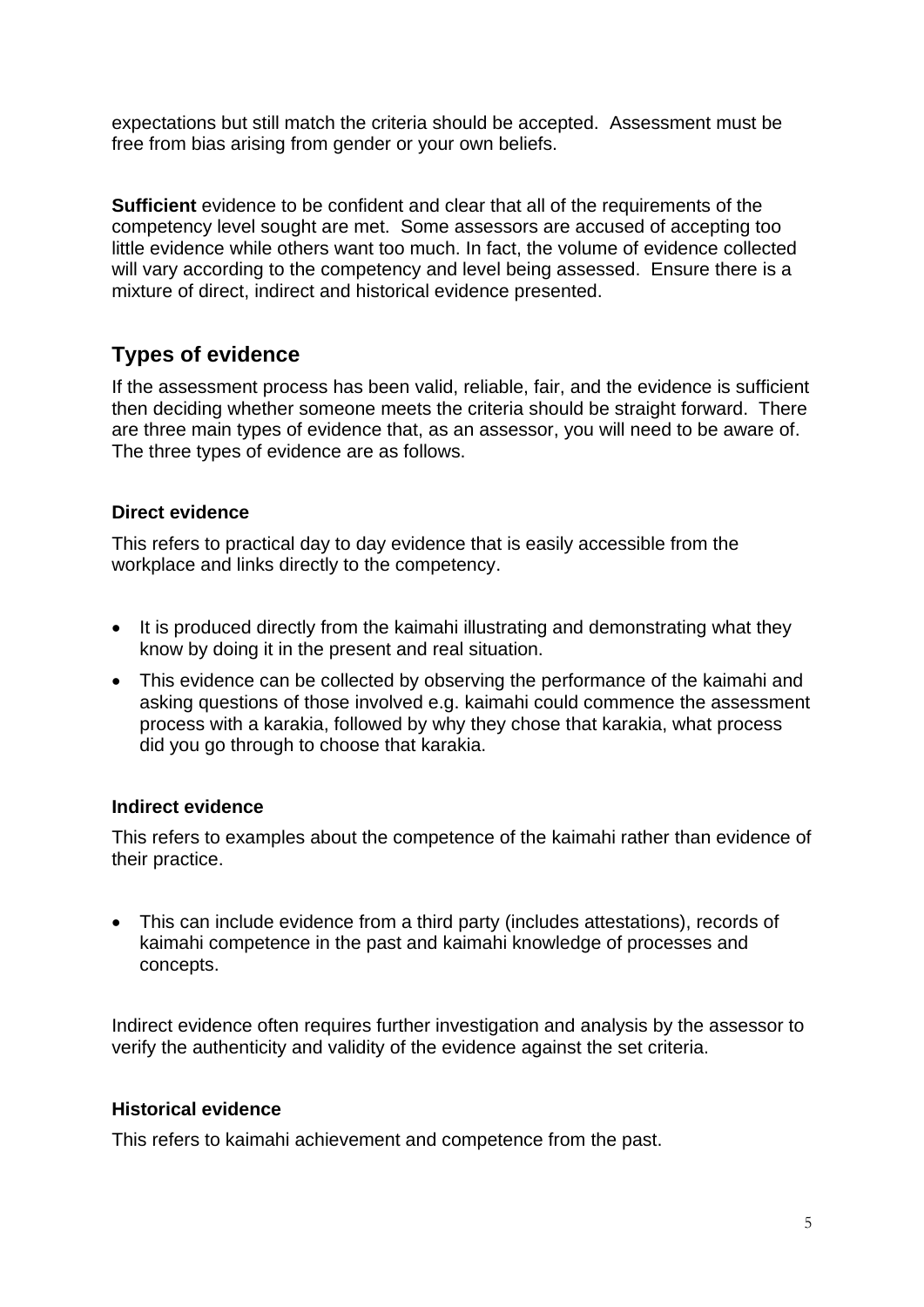expectations but still match the criteria should be accepted. Assessment must be free from bias arising from gender or your own beliefs.

**Sufficient** evidence to be confident and clear that all of the requirements of the competency level sought are met. Some assessors are accused of accepting too little evidence while others want too much. In fact, the volume of evidence collected will vary according to the competency and level being assessed. Ensure there is a mixture of direct, indirect and historical evidence presented.

## Types of evidence

If the assessment process has been valid, reliable, fair, and the evidence is sufficient then deciding whether someone meets the criteria should be straight forward. There are three main types of evidence that, as an assessor, you will need to be aware of. The three types of evidence are as follows.

### Direct evidence

This refers to practical day to day evidence that is easily accessible from the workplace and links directly to the competency.

- It is produced directly from the kaimahi illustrating and demonstrating what they know by doing it in the present and real situation.
- This evidence can be collected by observing the performance of the kaimahi and asking questions of those involved e.g. kaimahi could commence the assessment process with a karakia, followed by why they chose that karakia, what process did you go through to choose that karakia.

### Indirect evidence

This refers to examples about the competence of the kaimahi rather than evidence of their practice.

- This can include evidence from a third party (includes attestations), records of kaimahi competence in the past and kaimahi knowledge of processes and concepts.

Indirect evidence often requires further investigation and analysis by the assessor to verify the authenticity and validity of the evidence against the set criteria.

### Historical evidence

This refers to kaimahi achievement and competence from the past.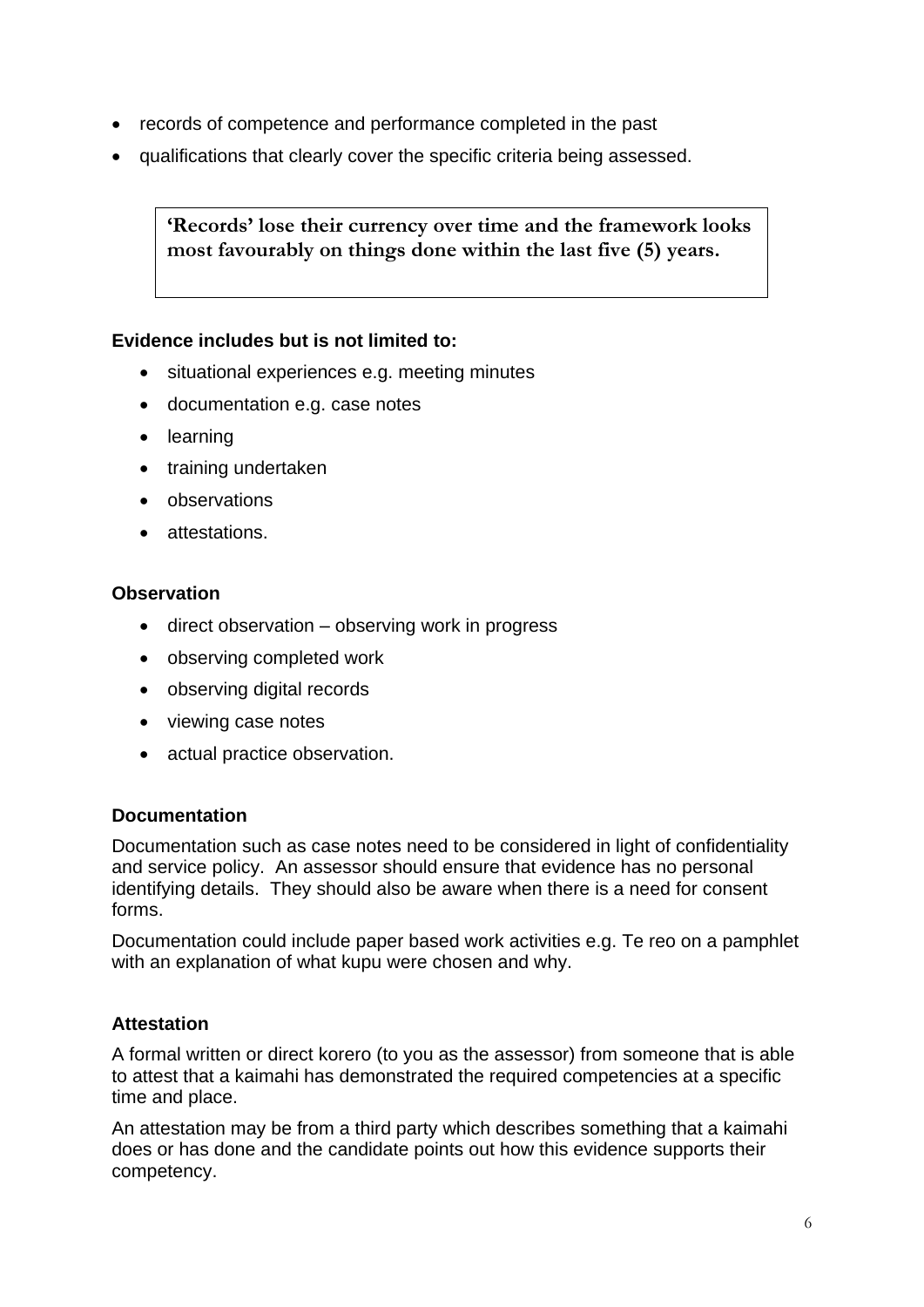- records of competence and performance completed in the past
- qualifications that clearly cover the specific criteria being assessed.

> **'Records' lose their currency over time and the framework looks most favourably on things done within the last five (5) years.**

**Evidence includes but is not limited to:**

- situational experiences e.g. meeting minutes
- documentation e.g. case notes
- learning
- training undertaken
- observations
- attestations.

**Observation**

- direct observation – observing work in progress
- observing completed work
- observing digital records
- viewing case notes
- actual practice observation.

**Documentation**

Documentation such as case notes need to be considered in light of confidentiality and service policy. An assessor should ensure that evidence has no personal identifying details. They should also be aware when there is a need for consent forms.

Documentation could include paper based work activities e.g. Te reo on a pamphlet with an explanation of what kupu were chosen and why.

**Attestation**

A formal written or direct korero (to you as the assessor) from someone that is able to attest that a kaimahi has demonstrated the required competencies at a specific time and place.

An attestation may be from a third party which describes something that a kaimahi does or has done and the candidate points out how this evidence supports their competency.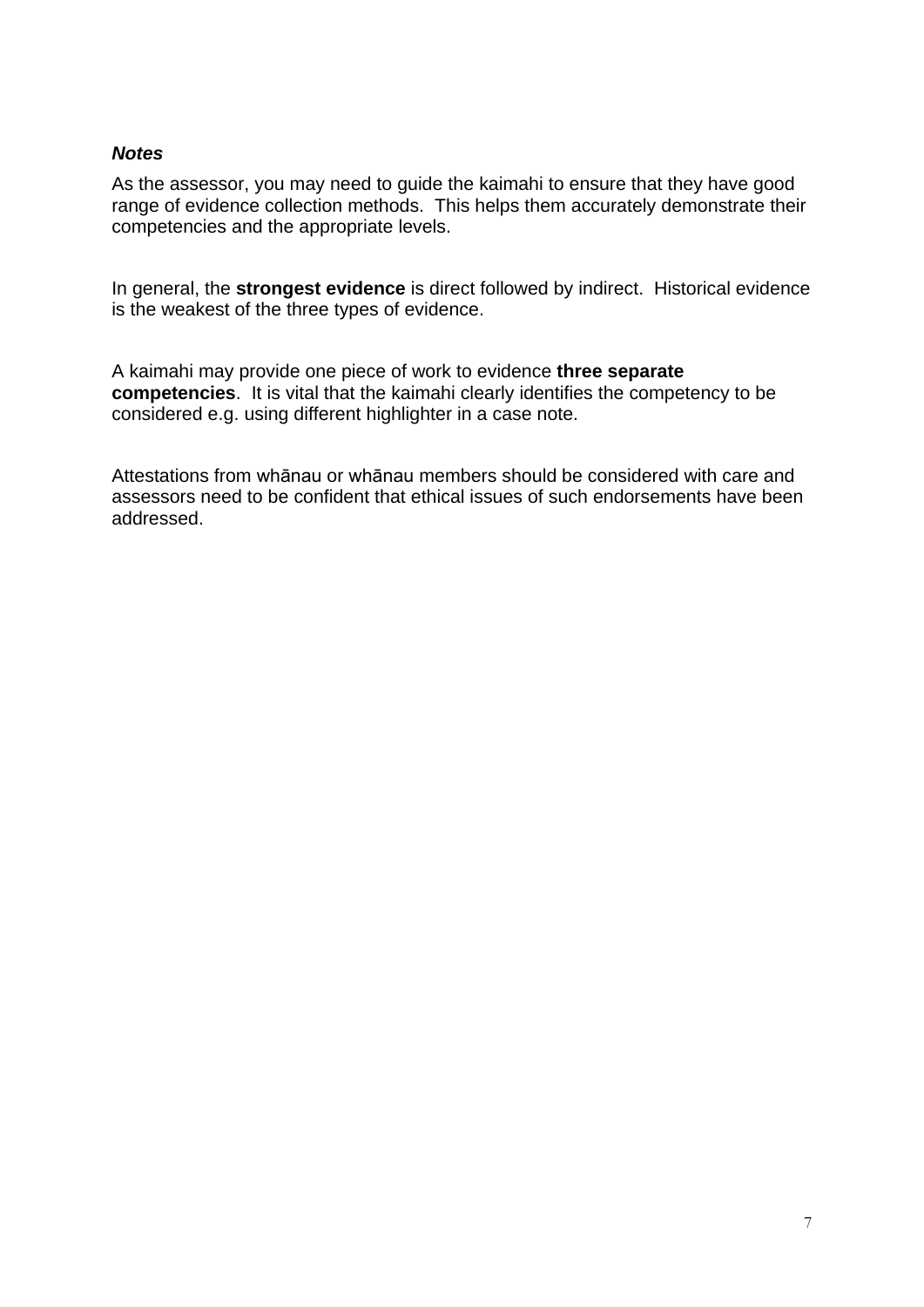***Notes***

As the assessor, you may need to guide the kaimahi to ensure that they have good range of evidence collection methods. This helps them accurately demonstrate their competencies and the appropriate levels.

In general, the **strongest evidence** is direct followed by indirect. Historical evidence is the weakest of the three types of evidence.

A kaimahi may provide one piece of work to evidence **three separate competencies**. It is vital that the kaimahi clearly identifies the competency to be considered e.g. using different highlighter in a case note.

Attestations from whānau or whānau members should be considered with care and assessors need to be confident that ethical issues of such endorsements have been addressed.